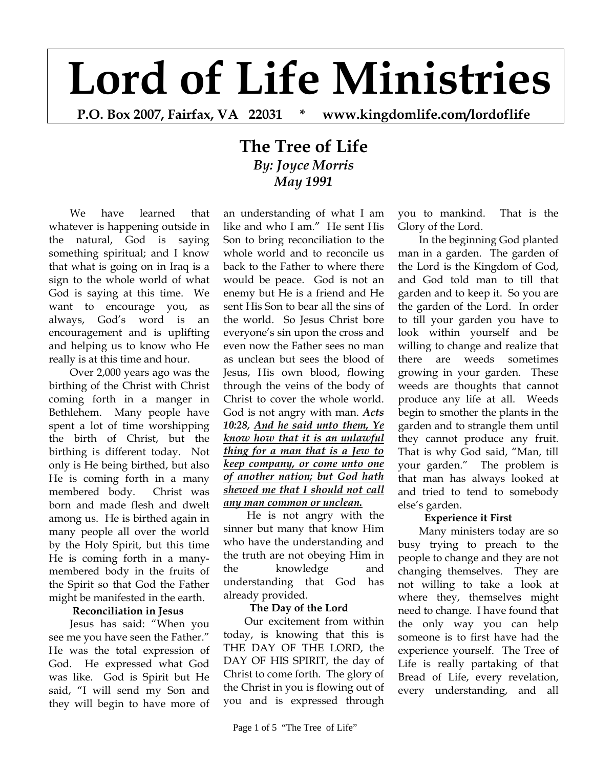# Lord of Life Ministries

**P.O. Box 2007, Fairfax, VA 22031 * www.kingdomlife.com/lordoflife**

## The Tree of Life

***By: Joyce Morris***
***May 1991***

We have learned that whatever is happening outside in the natural, God is saying something spiritual; and I know that what is going on in Iraq is a sign to the whole world of what God is saying at this time. We want to encourage you, as always, God's word is an encouragement and is uplifting and helping us to know who He really is at this time and hour.

Over 2,000 years ago was the birthing of the Christ with Christ coming forth in a manger in Bethlehem. Many people have spent a lot of time worshipping the birth of Christ, but the birthing is different today. Not only is He being birthed, but also He is coming forth in a many membered body. Christ was born and made flesh and dwelt among us. He is birthed again in many people all over the world by the Holy Spirit, but this time He is coming forth in a many-membered body in the fruits of the Spirit so that God the Father might be manifested in the earth.

**Reconciliation in Jesus**

Jesus has said: "When you see me you have seen the Father." He was the total expression of God. He expressed what God was like. God is Spirit but He said, "I will send my Son and they will begin to have more of an understanding of what I am like and who I am." He sent His Son to bring reconciliation to the whole world and to reconcile us back to the Father to where there would be peace. God is not an enemy but He is a friend and He sent His Son to bear all the sins of the world. So Jesus Christ bore everyone's sin upon the cross and even now the Father sees no man as unclean but sees the blood of Jesus, His own blood, flowing through the veins of the body of Christ to cover the whole world. God is not angry with man. ***Acts 10:28, <u>And he said unto them, Ye know how that it is an unlawful thing for a man that is a Jew to keep company, or come unto one of another nation; but God hath shewed me that I should not call any man common or unclean.</u>***

He is not angry with the sinner but many that know Him who have the understanding and the truth are not obeying Him in the knowledge and understanding that God has already provided.

**The Day of the Lord**

Our excitement from within today, is knowing that this is THE DAY OF THE LORD, the DAY OF HIS SPIRIT, the day of Christ to come forth. The glory of the Christ in you is flowing out of you and is expressed through you to mankind. That is the Glory of the Lord.

In the beginning God planted man in a garden. The garden of the Lord is the Kingdom of God, and God told man to till that garden and to keep it. So you are the garden of the Lord. In order to till your garden you have to look within yourself and be willing to change and realize that there are weeds sometimes growing in your garden. These weeds are thoughts that cannot produce any life at all. Weeds begin to smother the plants in the garden and to strangle them until they cannot produce any fruit. That is why God said, "Man, till your garden." The problem is that man has always looked at and tried to tend to somebody else's garden.

**Experience it First**

Many ministers today are so busy trying to preach to the people to change and they are not changing themselves. They are not willing to take a look at where they, themselves might need to change. I have found that the only way you can help someone is to first have had the experience yourself. The Tree of Life is really partaking of that Bread of Life, every revelation, every understanding, and all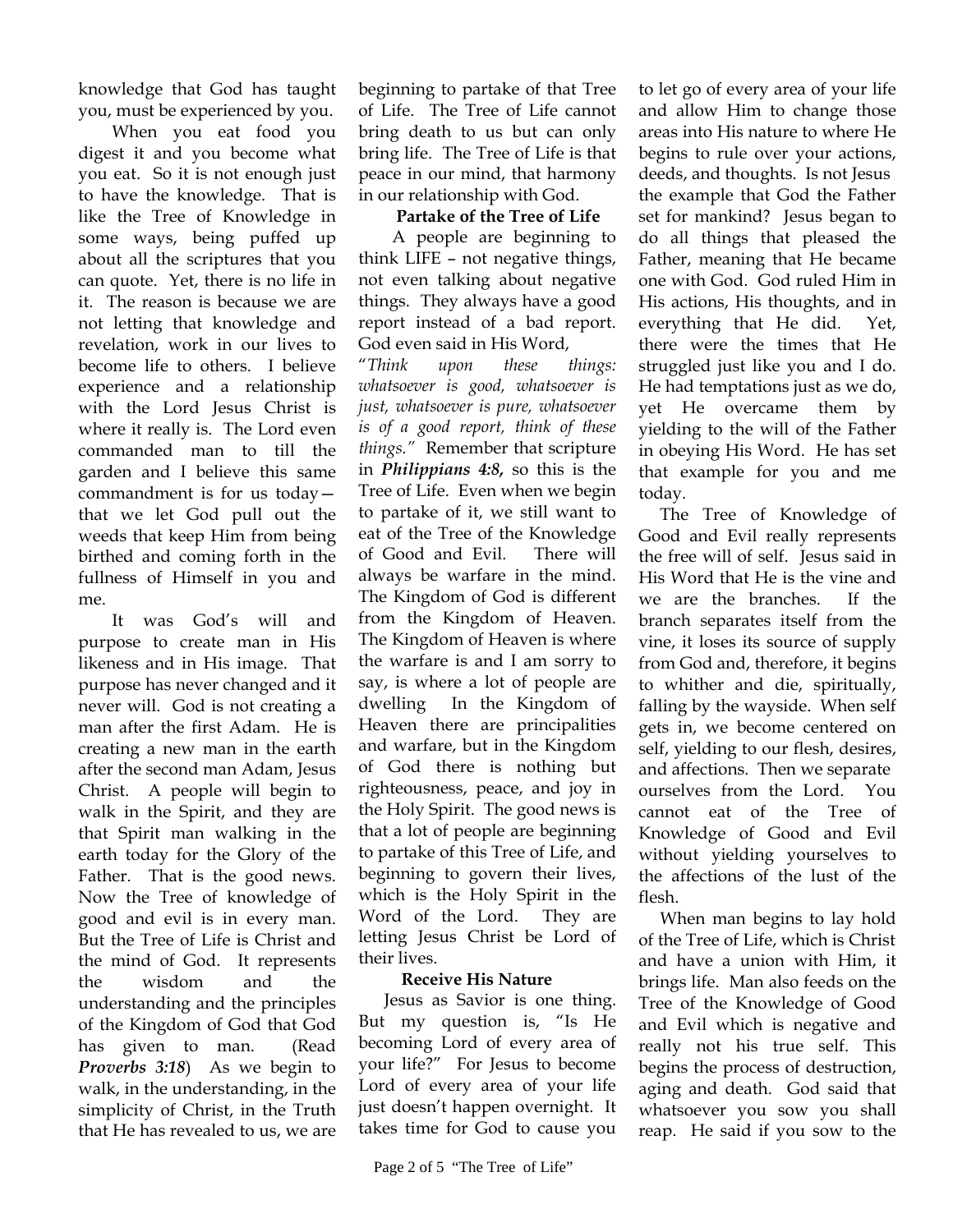knowledge that God has taught you, must be experienced by you.

When you eat food you digest it and you become what you eat. So it is not enough just to have the knowledge. That is like the Tree of Knowledge in some ways, being puffed up about all the scriptures that you can quote. Yet, there is no life in it. The reason is because we are not letting that knowledge and revelation, work in our lives to become life to others. I believe experience and a relationship with the Lord Jesus Christ is where it really is. The Lord even commanded man to till the garden and I believe this same commandment is for us today—that we let God pull out the weeds that keep Him from being birthed and coming forth in the fullness of Himself in you and me.

It was God's will and purpose to create man in His likeness and in His image. That purpose has never changed and it never will. God is not creating a man after the first Adam. He is creating a new man in the earth after the second man Adam, Jesus Christ. A people will begin to walk in the Spirit, and they are that Spirit man walking in the earth today for the Glory of the Father. That is the good news. Now the Tree of knowledge of good and evil is in every man. But the Tree of Life is Christ and the mind of God. It represents the wisdom and the understanding and the principles of the Kingdom of God that God has given to man. (Read ***Proverbs 3:18***) As we begin to walk, in the understanding, in the simplicity of Christ, in the Truth that He has revealed to us, we are beginning to partake of that Tree of Life. The Tree of Life cannot bring death to us but can only bring life. The Tree of Life is that peace in our mind, that harmony in our relationship with God.

**Partake of the Tree of Life**

A people are beginning to think LIFE – not negative things, not even talking about negative things. They always have a good report instead of a bad report. God even said in His Word, "*Think upon these things: whatsoever is good, whatsoever is just, whatsoever is pure, whatsoever is of a good report, think of these things."* Remember that scripture in ***Philippians 4:8,*** so this is the Tree of Life. Even when we begin to partake of it, we still want to eat of the Tree of the Knowledge of Good and Evil. There will always be warfare in the mind. The Kingdom of God is different from the Kingdom of Heaven. The Kingdom of Heaven is where the warfare is and I am sorry to say, is where a lot of people are dwelling In the Kingdom of Heaven there are principalities and warfare, but in the Kingdom of God there is nothing but righteousness, peace, and joy in the Holy Spirit. The good news is that a lot of people are beginning to partake of this Tree of Life, and beginning to govern their lives, which is the Holy Spirit in the Word of the Lord. They are letting Jesus Christ be Lord of their lives.

**Receive His Nature**

Jesus as Savior is one thing. But my question is, "Is He becoming Lord of every area of your life?" For Jesus to become Lord of every area of your life just doesn't happen overnight. It takes time for God to cause you to let go of every area of your life and allow Him to change those areas into His nature to where He begins to rule over your actions, deeds, and thoughts. Is not Jesus the example that God the Father set for mankind? Jesus began to do all things that pleased the Father, meaning that He became one with God. God ruled Him in His actions, His thoughts, and in everything that He did. Yet, there were the times that He struggled just like you and I do. He had temptations just as we do, yet He overcame them by yielding to the will of the Father in obeying His Word. He has set that example for you and me today.

The Tree of Knowledge of Good and Evil really represents the free will of self. Jesus said in His Word that He is the vine and we are the branches. If the branch separates itself from the vine, it loses its source of supply from God and, therefore, it begins to whither and die, spiritually, falling by the wayside. When self gets in, we become centered on self, yielding to our flesh, desires, and affections. Then we separate ourselves from the Lord. You cannot eat of the Tree of Knowledge of Good and Evil without yielding yourselves to the affections of the lust of the flesh.

When man begins to lay hold of the Tree of Life, which is Christ and have a union with Him, it brings life. Man also feeds on the Tree of the Knowledge of Good and Evil which is negative and really not his true self. This begins the process of destruction, aging and death. God said that whatsoever you sow you shall reap. He said if you sow to the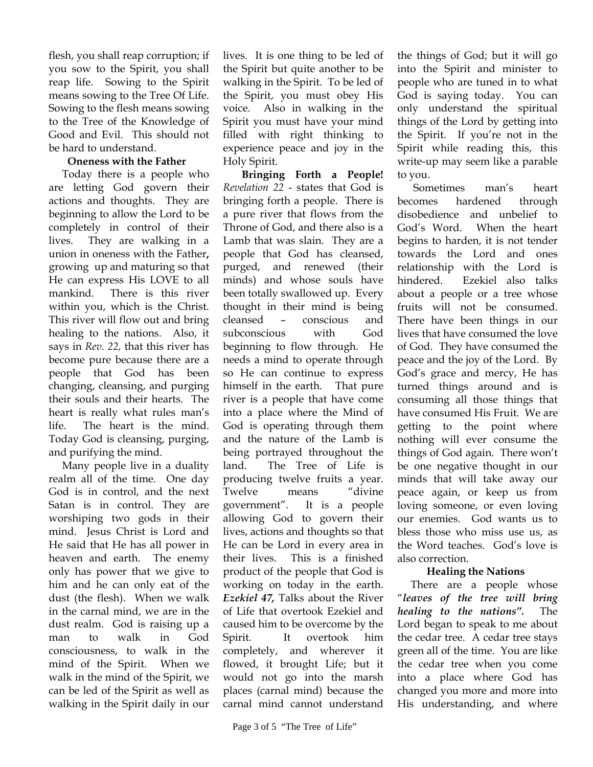flesh, you shall reap corruption; if you sow to the Spirit, you shall reap life. Sowing to the Spirit means sowing to the Tree Of Life. Sowing to the flesh means sowing to the Tree of the Knowledge of Good and Evil. This should not be hard to understand.

**Oneness with the Father**

Today there is a people who are letting God govern their actions and thoughts. They are beginning to allow the Lord to be completely in control of their lives. They are walking in a union in oneness with the Father**,** growing up and maturing so that He can express His LOVE to all mankind. There is this river within you, which is the Christ. This river will flow out and bring healing to the nations. Also, it says in *Rev. 22,* that this river has become pure because there are a people that God has been changing, cleansing, and purging their souls and their hearts. The heart is really what rules man's life. The heart is the mind. Today God is cleansing, purging, and purifying the mind.

Many people live in a duality realm all of the time. One day God is in control, and the next Satan is in control. They are worshiping two gods in their mind. Jesus Christ is Lord and He said that He has all power in heaven and earth. The enemy only has power that we give to him and he can only eat of the dust (the flesh). When we walk in the carnal mind, we are in the dust realm. God is raising up a man to walk in God consciousness, to walk in the mind of the Spirit. When we walk in the mind of the Spirit, we can be led of the Spirit as well as walking in the Spirit daily in our lives. It is one thing to be led of the Spirit but quite another to be walking in the Spirit. To be led of the Spirit, you must obey His voice. Also in walking in the Spirit you must have your mind filled with right thinking to experience peace and joy in the Holy Spirit.

**Bringing Forth a People!** *Revelation 22* - states that God is bringing forth a people. There is a pure river that flows from the Throne of God, and there also is a Lamb that was slain. They are a people that God has cleansed, purged, and renewed (their minds) and whose souls have been totally swallowed up. Every thought in their mind is being cleansed – conscious and subconscious with God beginning to flow through. He needs a mind to operate through so He can continue to express himself in the earth. That pure river is a people that have come into a place where the Mind of God is operating through them and the nature of the Lamb is being portrayed throughout the land. The Tree of Life is producing twelve fruits a year. Twelve means "divine government". It is a people allowing God to govern their lives, actions and thoughts so that He can be Lord in every area in their lives. This is a finished product of the people that God is working on today in the earth. ***Ezekiel 47,*** Talks about the River of Life that overtook Ezekiel and caused him to be overcome by the Spirit. It overtook him completely, and wherever it flowed, it brought Life; but it would not go into the marsh places (carnal mind) because the carnal mind cannot understand the things of God; but it will go into the Spirit and minister to people who are tuned in to what God is saying today. You can only understand the spiritual things of the Lord by getting into the Spirit. If you're not in the Spirit while reading this, this write-up may seem like a parable to you.

Sometimes man's heart becomes hardened through disobedience and unbelief to God's Word. When the heart begins to harden, it is not tender towards the Lord and ones relationship with the Lord is hindered. Ezekiel also talks about a people or a tree whose fruits will not be consumed. There have been things in our lives that have consumed the love of God. They have consumed the peace and the joy of the Lord. By God's grace and mercy, He has turned things around and is consuming all those things that have consumed His Fruit. We are getting to the point where nothing will ever consume the things of God again. There won't be one negative thought in our minds that will take away our peace again, or keep us from loving someone, or even loving our enemies. God wants us to bless those who miss use us, as the Word teaches. God's love is also correction.

**Healing the Nations**

There are a people whose "***leaves of the tree will bring healing to the nations".*** The Lord began to speak to me about the cedar tree. A cedar tree stays green all of the time. You are like the cedar tree when you come into a place where God has changed you more and more into His understanding, and where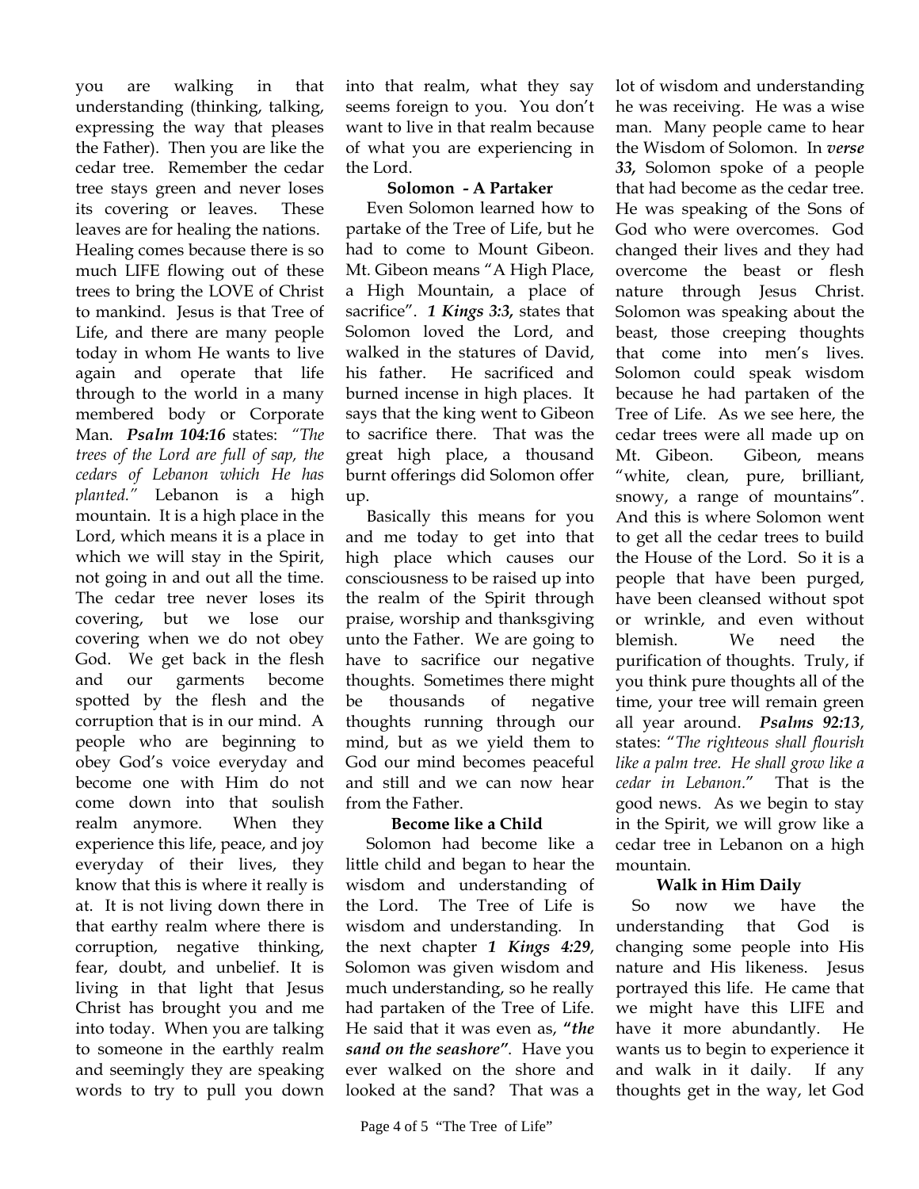you are walking in that understanding (thinking, talking, expressing the way that pleases the Father). Then you are like the cedar tree. Remember the cedar tree stays green and never loses its covering or leaves. These leaves are for healing the nations. Healing comes because there is so much LIFE flowing out of these trees to bring the LOVE of Christ to mankind. Jesus is that Tree of Life, and there are many people today in whom He wants to live again and operate that life through to the world in a many membered body or Corporate Man. ***Psalm 104:16*** states: *"The trees of the Lord are full of sap, the cedars of Lebanon which He has planted."* Lebanon is a high mountain. It is a high place in the Lord, which means it is a place in which we will stay in the Spirit, not going in and out all the time. The cedar tree never loses its covering, but we lose our covering when we do not obey God. We get back in the flesh and our garments become spotted by the flesh and the corruption that is in our mind. A people who are beginning to obey God's voice everyday and become one with Him do not come down into that soulish realm anymore. When they experience this life, peace, and joy everyday of their lives, they know that this is where it really is at. It is not living down there in that earthy realm where there is corruption, negative thinking, fear, doubt, and unbelief. It is living in that light that Jesus Christ has brought you and me into today. When you are talking to someone in the earthly realm and seemingly they are speaking words to try to pull you down into that realm, what they say seems foreign to you. You don't want to live in that realm because of what you are experiencing in the Lord.

**Solomon - A Partaker**

Even Solomon learned how to partake of the Tree of Life, but he had to come to Mount Gibeon. Mt. Gibeon means "A High Place, a High Mountain, a place of sacrifice". ***1 Kings 3:3,*** states that Solomon loved the Lord, and walked in the statures of David, his father. He sacrificed and burned incense in high places. It says that the king went to Gibeon to sacrifice there. That was the great high place, a thousand burnt offerings did Solomon offer up.

Basically this means for you and me today to get into that high place which causes our consciousness to be raised up into the realm of the Spirit through praise, worship and thanksgiving unto the Father. We are going to have to sacrifice our negative thoughts. Sometimes there might be thousands of negative thoughts running through our mind, but as we yield them to God our mind becomes peaceful and still and we can now hear from the Father.

**Become like a Child**

Solomon had become like a little child and began to hear the wisdom and understanding of the Lord. The Tree of Life is wisdom and understanding. In the next chapter ***1 Kings 4:29***, Solomon was given wisdom and much understanding, so he really had partaken of the Tree of Life. He said that it was even as, ***"the sand on the seashore"***. Have you ever walked on the shore and looked at the sand? That was a lot of wisdom and understanding he was receiving. He was a wise man. Many people came to hear the Wisdom of Solomon. In ***verse 33,*** Solomon spoke of a people that had become as the cedar tree. He was speaking of the Sons of God who were overcomes. God changed their lives and they had overcome the beast or flesh nature through Jesus Christ. Solomon was speaking about the beast, those creeping thoughts that come into men's lives. Solomon could speak wisdom because he had partaken of the Tree of Life. As we see here, the cedar trees were all made up on Mt. Gibeon. Gibeon, means "white, clean, pure, brilliant, snowy, a range of mountains". And this is where Solomon went to get all the cedar trees to build the House of the Lord. So it is a people that have been purged, have been cleansed without spot or wrinkle, and even without blemish. We need the purification of thoughts. Truly, if you think pure thoughts all of the time, your tree will remain green all year around. ***Psalms 92:13***, states: "*The righteous shall flourish like a palm tree. He shall grow like a cedar in Lebanon.*" That is the good news. As we begin to stay in the Spirit, we will grow like a cedar tree in Lebanon on a high mountain.

**Walk in Him Daily**

So now we have the understanding that God is changing some people into His nature and His likeness. Jesus portrayed this life. He came that we might have this LIFE and have it more abundantly. He wants us to begin to experience it and walk in it daily. If any thoughts get in the way, let God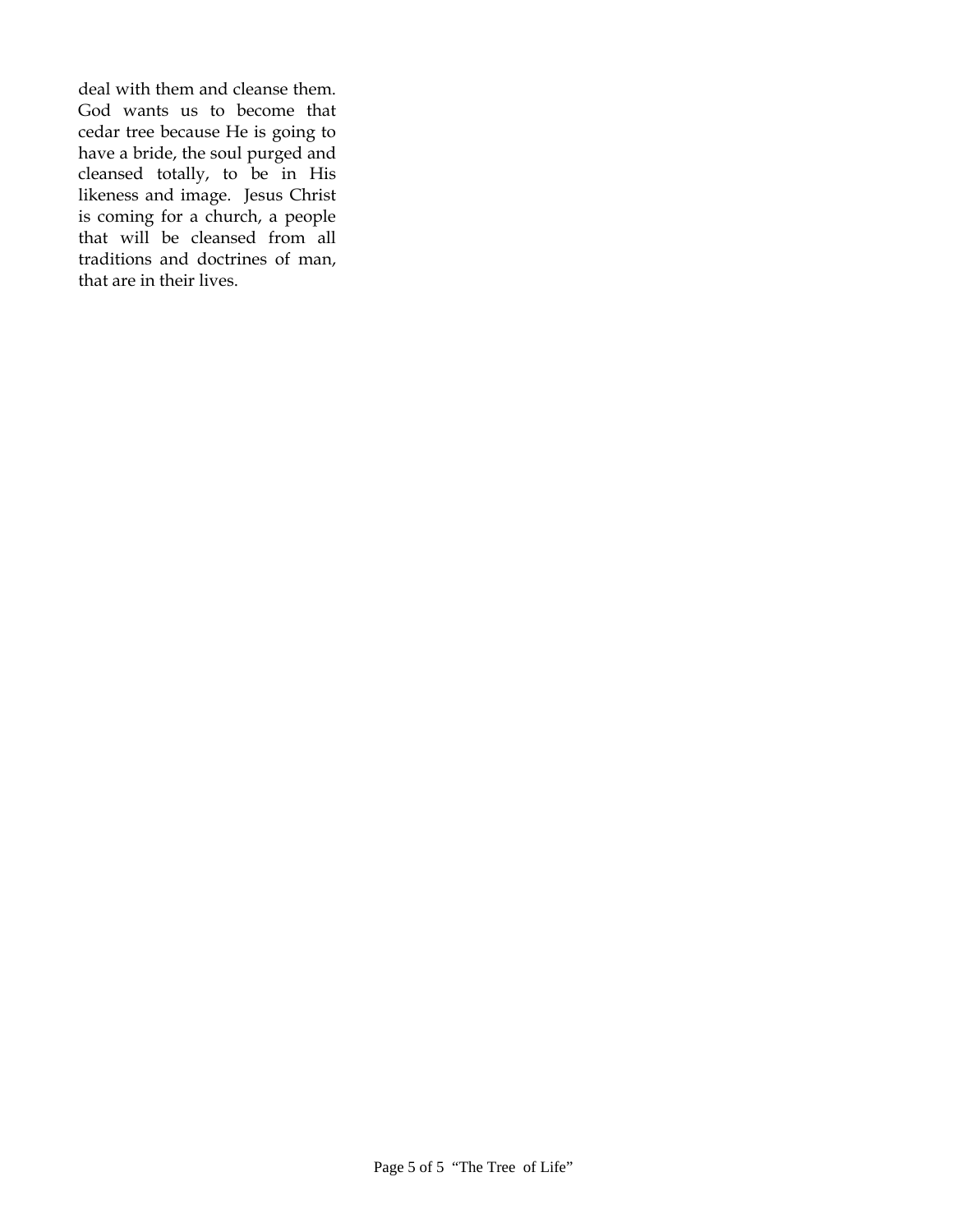deal with them and cleanse them. God wants us to become that cedar tree because He is going to have a bride, the soul purged and cleansed totally, to be in His likeness and image. Jesus Christ is coming for a church, a people that will be cleansed from all traditions and doctrines of man, that are in their lives.